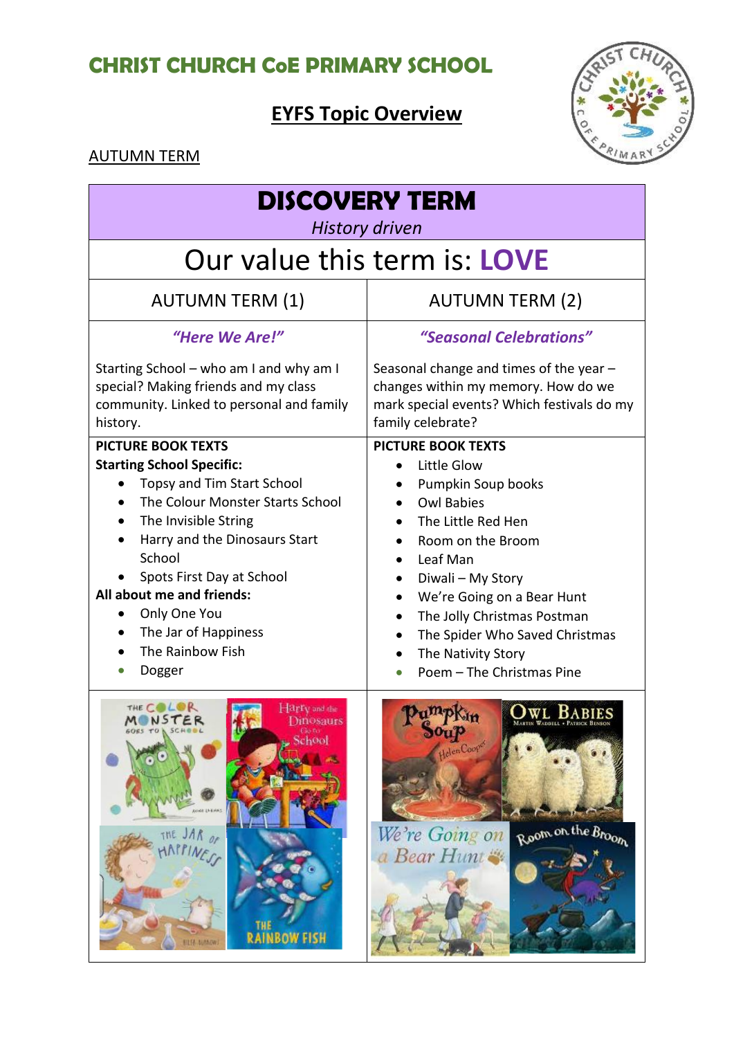# CHRIST CHURCH CoE PRIMARY SCHOOL

## EYFS Topic Overview

AUTUMN TERM

## DISCOVERY TERM

*History driven*

### Our value this term is: **LOVE**

| AUTUMN TERM (1) | AUTUMN TERM (2) |
|---|---|
| ***"Here We Are!"*** | ***"Seasonal Celebrations"*** |
| Starting School – who am I and why am I special? Making friends and my class community. Linked to personal and family history. | Seasonal change and times of the year – changes within my memory. How do we mark special events? Which festivals do my family celebrate? |
| **PICTURE BOOK TEXTS**<br>**Starting School Specific:**<br>• Topsy and Tim Start School<br>• The Colour Monster Starts School<br>• The Invisible String<br>• Harry and the Dinosaurs Start School<br>• Spots First Day at School<br>**All about me and friends:**<br>• Only One You<br>• The Jar of Happiness<br>• The Rainbow Fish<br>• Dogger | **PICTURE BOOK TEXTS**<br>• Little Glow<br>• Pumpkin Soup books<br>• Owl Babies<br>• The Little Red Hen<br>• Room on the Broom<br>• Leaf Man<br>• Diwali – My Story<br>• We're Going on a Bear Hunt<br>• The Jolly Christmas Postman<br>• The Spider Who Saved Christmas<br>• The Nativity Story<br>• Poem – The Christmas Pine |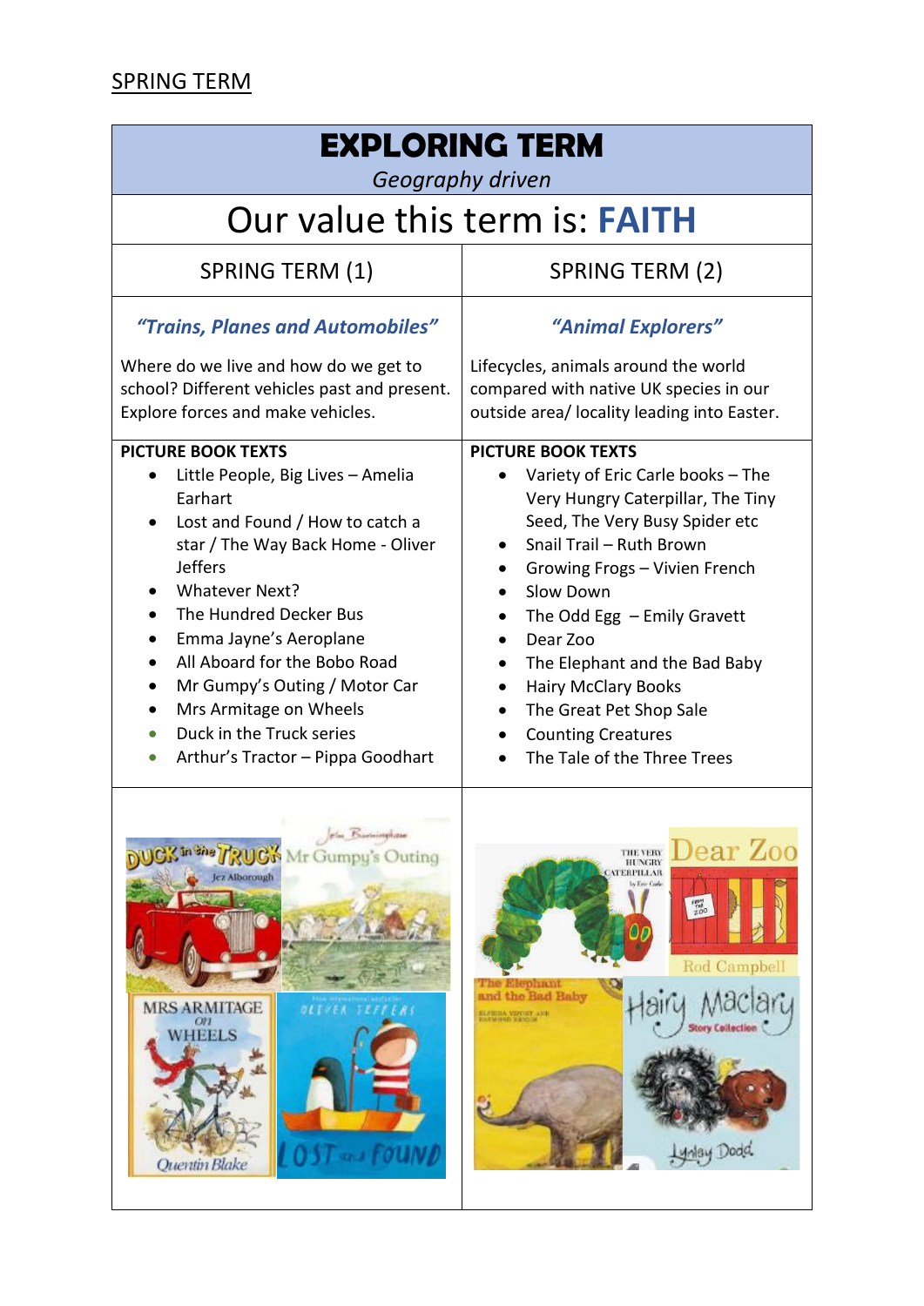SPRING TERM

| **EXPLORING TERM**<br>*Geography driven* | |
|---|---|
| Our value this term is: **FAITH** | |
| SPRING TERM (1) | SPRING TERM (2) |
| ***"Trains, Planes and Automobiles"***<br><br>Where do we live and how do we get to school? Different vehicles past and present. Explore forces and make vehicles. | ***"Animal Explorers"***<br><br>Lifecycles, animals around the world compared with native UK species in our outside area/ locality leading into Easter. |
| **PICTURE BOOK TEXTS**<br>• Little People, Big Lives – Amelia Earhart<br>• Lost and Found / How to catch a star / The Way Back Home - Oliver Jeffers<br>• Whatever Next?<br>• The Hundred Decker Bus<br>• Emma Jayne's Aeroplane<br>• All Aboard for the Bobo Road<br>• Mr Gumpy's Outing / Motor Car<br>• Mrs Armitage on Wheels<br>• Duck in the Truck series<br>• Arthur's Tractor – Pippa Goodhart | **PICTURE BOOK TEXTS**<br>• Variety of Eric Carle books – The Very Hungry Caterpillar, The Tiny Seed, The Very Busy Spider etc<br>• Snail Trail – Ruth Brown<br>• Growing Frogs – Vivien French<br>• Slow Down<br>• The Odd Egg – Emily Gravett<br>• Dear Zoo<br>• The Elephant and the Bad Baby<br>• Hairy McClary Books<br>• The Great Pet Shop Sale<br>• Counting Creatures<br>• The Tale of the Three Trees |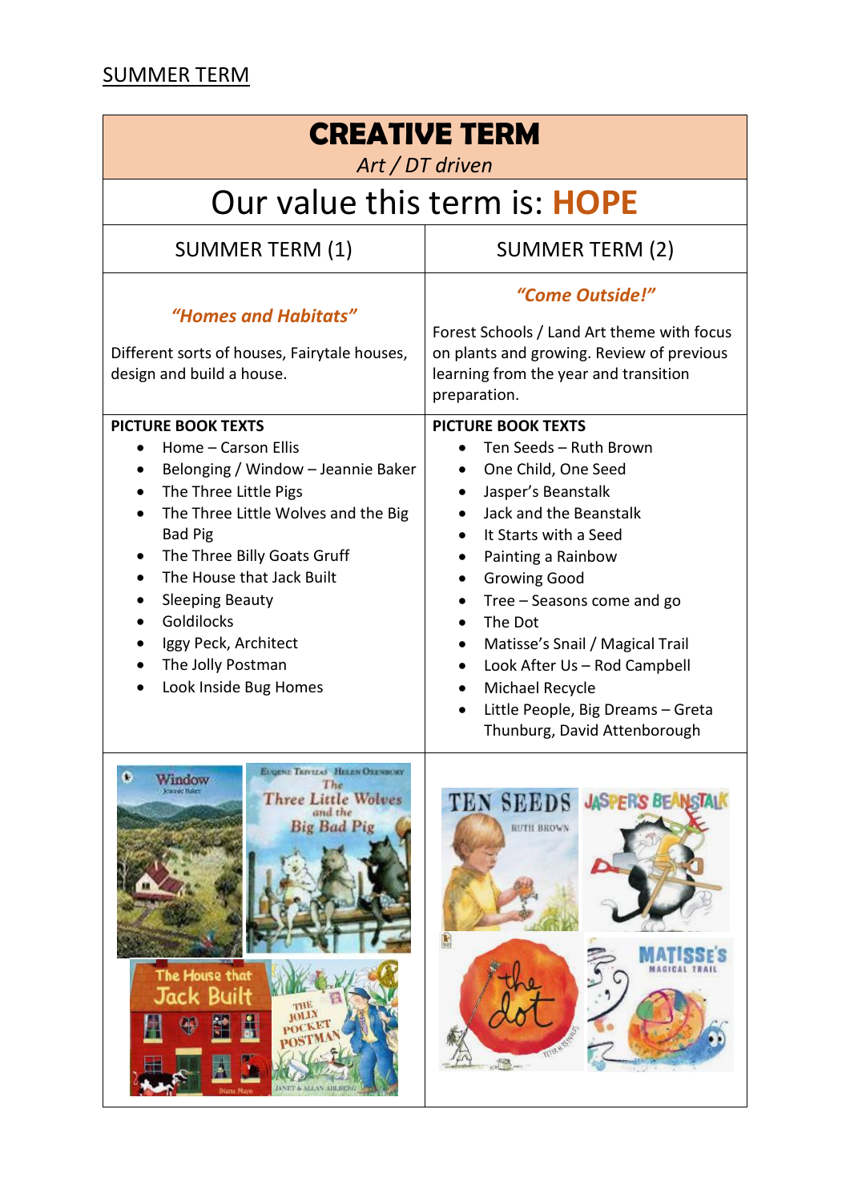SUMMER TERM

# CREATIVE TERM

*Art / DT driven*

## Our value this term is: **HOPE**

| SUMMER TERM (1) | SUMMER TERM (2) |
|---|---|
| ***"Homes and Habitats"*** <br><br> Different sorts of houses, Fairytale houses, design and build a house. | ***"Come Outside!"*** <br><br> Forest Schools / Land Art theme with focus on plants and growing. Review of previous learning from the year and transition preparation. |
| **PICTURE BOOK TEXTS** <br> • Home – Carson Ellis <br> • Belonging / Window – Jeannie Baker <br> • The Three Little Pigs <br> • The Three Little Wolves and the Big Bad Pig <br> • The Three Billy Goats Gruff <br> • The House that Jack Built <br> • Sleeping Beauty <br> • Goldilocks <br> • Iggy Peck, Architect <br> • The Jolly Postman <br> • Look Inside Bug Homes | **PICTURE BOOK TEXTS** <br> • Ten Seeds – Ruth Brown <br> • One Child, One Seed <br> • Jasper's Beanstalk <br> • Jack and the Beanstalk <br> • It Starts with a Seed <br> • Painting a Rainbow <br> • Growing Good <br> • Tree – Seasons come and go <br> • The Dot <br> • Matisse's Snail / Magical Trail <br> • Look After Us – Rod Campbell <br> • Michael Recycle <br> • Little People, Big Dreams – Greta Thunburg, David Attenborough |